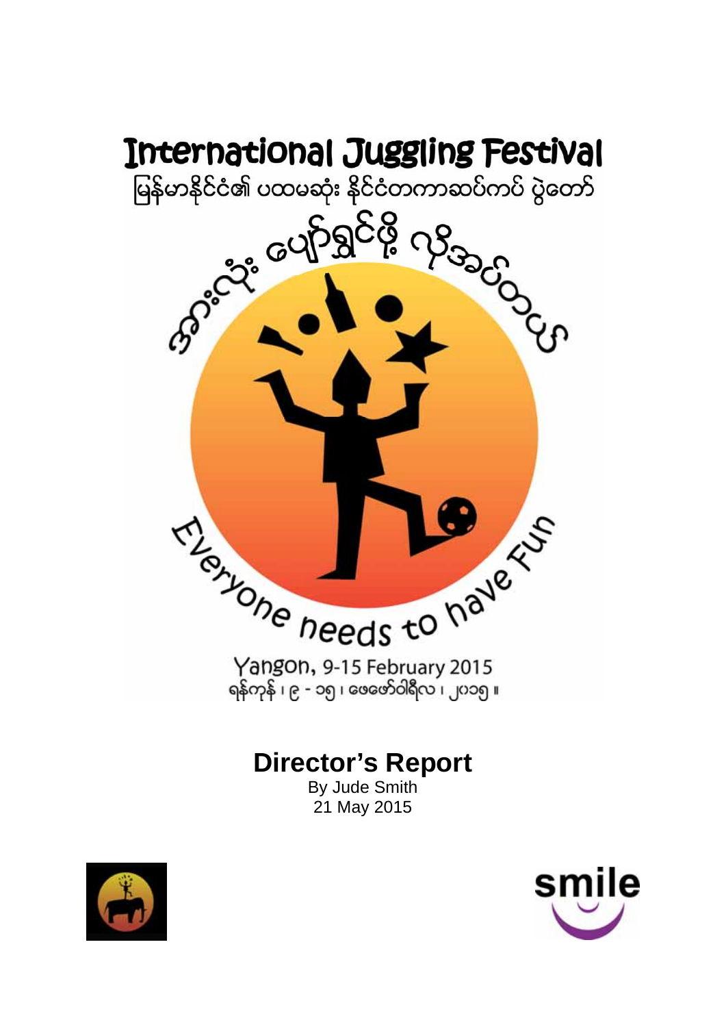# International Juggling Festival

မြန်မာနိုင်ငံ၏ ပထမဆုံး နိုင်ငံတကာဆပ်ကပ် ပွဲတော်

အားလုံး ပျော်ရွှင်ဖို့ လိုအပ်တယ်

Everyone needs to have Fun

Yangon, 9-15 February 2015

ရန်ကုန် ၊ ၉ - ၁၅ ၊ ဖေဖော်ဝါရီလ ၊ ၂၀၁၅ ။

## Director's Report

By Jude Smith

21 May 2015

smile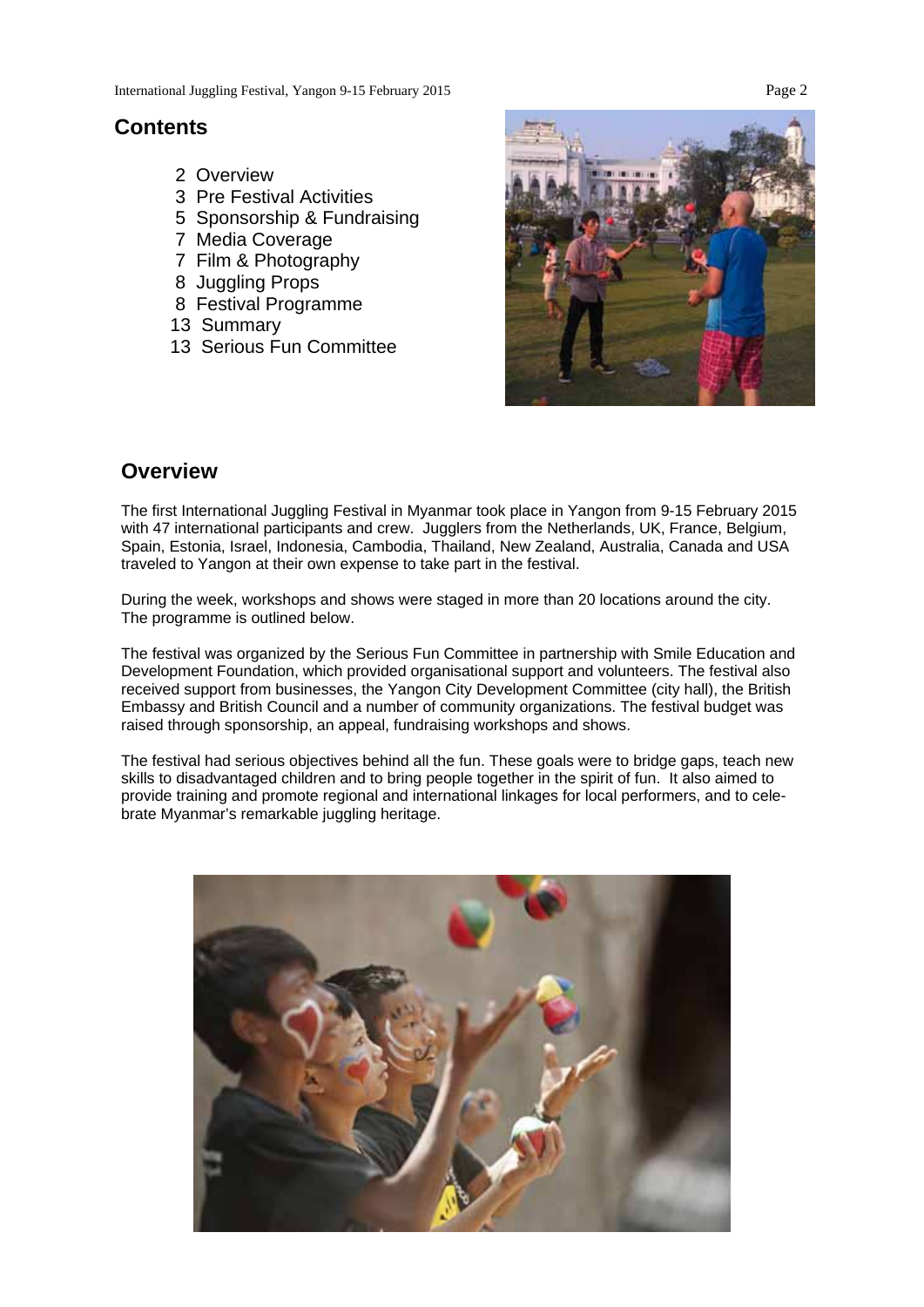## Contents

- 2 Overview
- 3 Pre Festival Activities
- 5 Sponsorship & Fundraising
- 7 Media Coverage
- 7 Film & Photography
- 8 Juggling Props
- 8 Festival Programme
- 13 Summary
- 13 Serious Fun Committee

## Overview

The first International Juggling Festival in Myanmar took place in Yangon from 9-15 February 2015 with 47 international participants and crew. Jugglers from the Netherlands, UK, France, Belgium, Spain, Estonia, Israel, Indonesia, Cambodia, Thailand, New Zealand, Australia, Canada and USA traveled to Yangon at their own expense to take part in the festival.

During the week, workshops and shows were staged in more than 20 locations around the city. The programme is outlined below.

The festival was organized by the Serious Fun Committee in partnership with Smile Education and Development Foundation, which provided organisational support and volunteers. The festival also received support from businesses, the Yangon City Development Committee (city hall), the British Embassy and British Council and a number of community organizations. The festival budget was raised through sponsorship, an appeal, fundraising workshops and shows.

The festival had serious objectives behind all the fun. These goals were to bridge gaps, teach new skills to disadvantaged children and to bring people together in the spirit of fun. It also aimed to provide training and promote regional and international linkages for local performers, and to celebrate Myanmar's remarkable juggling heritage.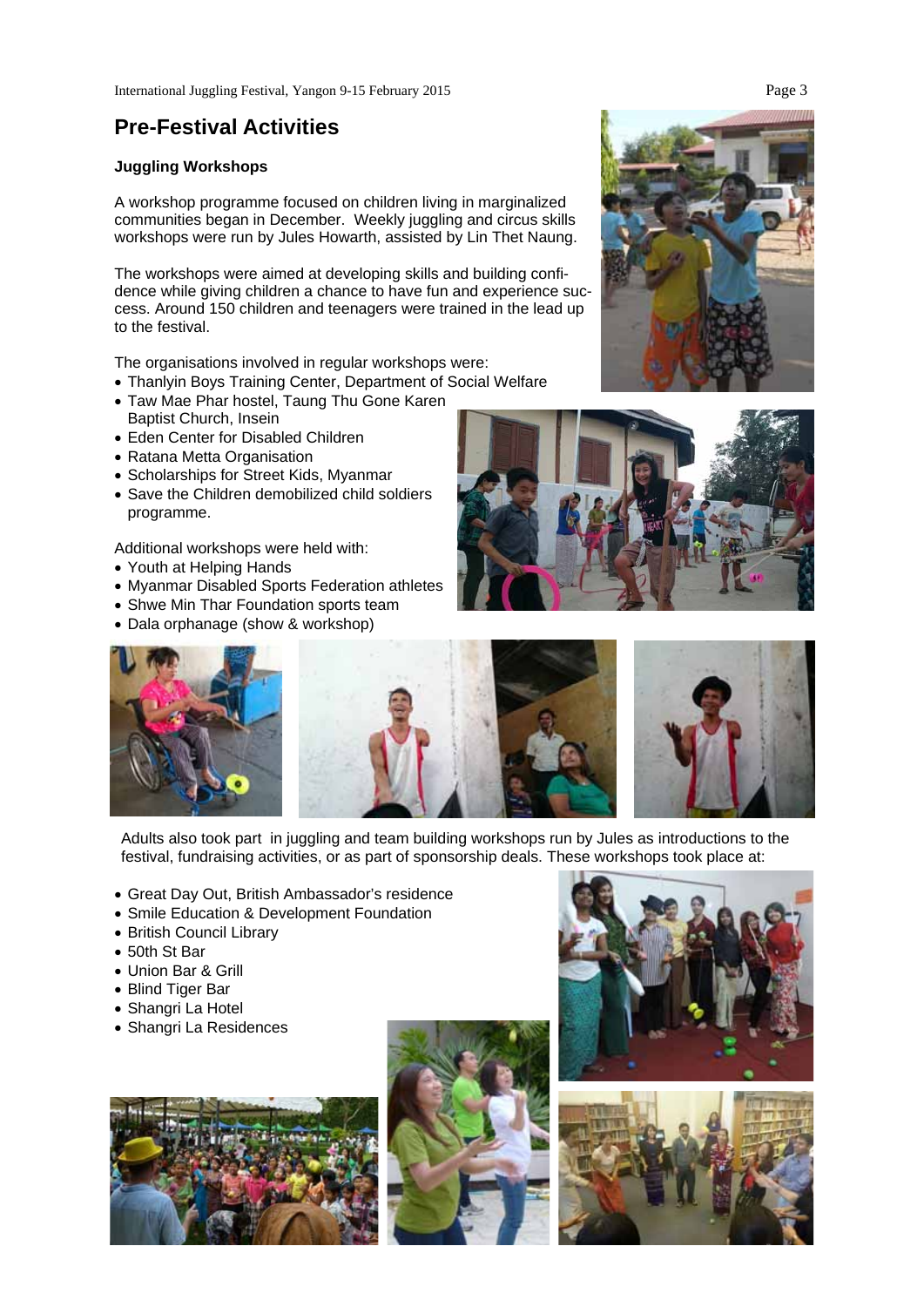## Pre-Festival Activities

**Juggling Workshops**

A workshop programme focused on children living in marginalized communities began in December. Weekly juggling and circus skills workshops were run by Jules Howarth, assisted by Lin Thet Naung.

The workshops were aimed at developing skills and building confidence while giving children a chance to have fun and experience success. Around 150 children and teenagers were trained in the lead up to the festival.

The organisations involved in regular workshops were:

- Thanlyin Boys Training Center, Department of Social Welfare
- Taw Mae Phar hostel, Taung Thu Gone Karen Baptist Church, Insein
- Eden Center for Disabled Children
- Ratana Metta Organisation
- Scholarships for Street Kids, Myanmar
- Save the Children demobilized child soldiers programme.

Additional workshops were held with:

- Youth at Helping Hands
- Myanmar Disabled Sports Federation athletes
- Shwe Min Thar Foundation sports team
- Dala orphanage (show & workshop)

Adults also took part in juggling and team building workshops run by Jules as introductions to the festival, fundraising activities, or as part of sponsorship deals. These workshops took place at:

- Great Day Out, British Ambassador's residence
- Smile Education & Development Foundation
- British Council Library
- 50th St Bar
- Union Bar & Grill
- Blind Tiger Bar
- Shangri La Hotel
- Shangri La Residences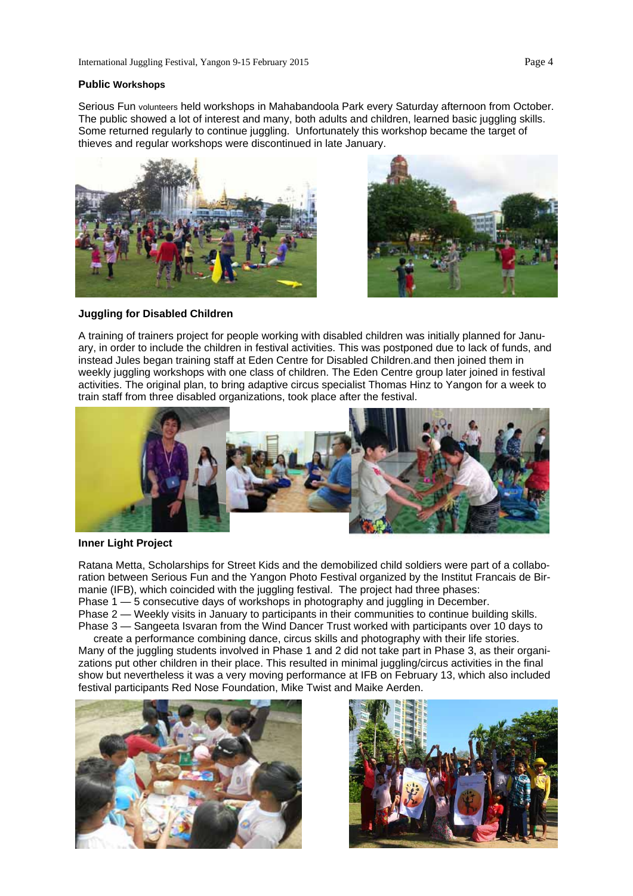### Public Workshops

Serious Fun volunteers held workshops in Mahabandoola Park every Saturday afternoon from October. The public showed a lot of interest and many, both adults and children, learned basic juggling skills. Some returned regularly to continue juggling. Unfortunately this workshop became the target of thieves and regular workshops were discontinued in late January.

### Juggling for Disabled Children

A training of trainers project for people working with disabled children was initially planned for January, in order to include the children in festival activities. This was postponed due to lack of funds, and instead Jules began training staff at Eden Centre for Disabled Children.and then joined them in weekly juggling workshops with one class of children. The Eden Centre group later joined in festival activities. The original plan, to bring adaptive circus specialist Thomas Hinz to Yangon for a week to train staff from three disabled organizations, took place after the festival.

### Inner Light Project

Ratana Metta, Scholarships for Street Kids and the demobilized child soldiers were part of a collaboration between Serious Fun and the Yangon Photo Festival organized by the Institut Francais de Birmanie (IFB), which coincided with the juggling festival. The project had three phases:

Phase 1 — 5 consecutive days of workshops in photography and juggling in December.
Phase 2 — Weekly visits in January to participants in their communities to continue building skills.
Phase 3 — Sangeeta Isvaran from the Wind Dancer Trust worked with participants over 10 days to create a performance combining dance, circus skills and photography with their life stories.

Many of the juggling students involved in Phase 1 and 2 did not take part in Phase 3, as their organizations put other children in their place. This resulted in minimal juggling/circus activities in the final show but nevertheless it was a very moving performance at IFB on February 13, which also included festival participants Red Nose Foundation, Mike Twist and Maike Aerden.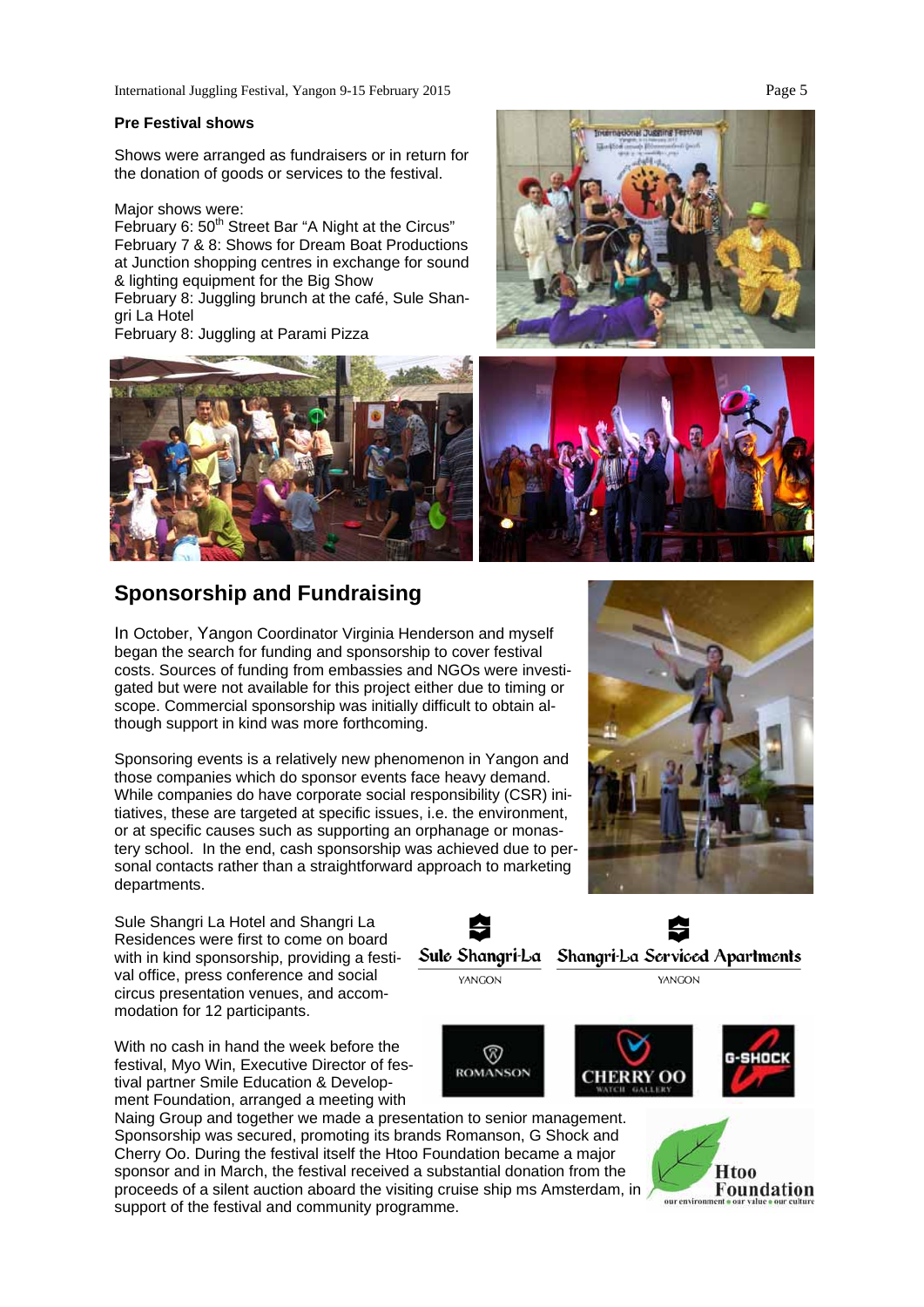### Pre Festival shows

Shows were arranged as fundraisers or in return for the donation of goods or services to the festival.

Major shows were:
February 6: 50th Street Bar "A Night at the Circus"
February 7 & 8: Shows for Dream Boat Productions at Junction shopping centres in exchange for sound & lighting equipment for the Big Show
February 8: Juggling brunch at the café, Sule Shangri La Hotel
February 8: Juggling at Parami Pizza

## Sponsorship and Fundraising

In October, Yangon Coordinator Virginia Henderson and myself began the search for funding and sponsorship to cover festival costs. Sources of funding from embassies and NGOs were investigated but were not available for this project either due to timing or scope. Commercial sponsorship was initially difficult to obtain although support in kind was more forthcoming.

Sponsoring events is a relatively new phenomenon in Yangon and those companies which do sponsor events face heavy demand. While companies do have corporate social responsibility (CSR) initiatives, these are targeted at specific issues, i.e. the environment, or at specific causes such as supporting an orphanage or monastery school. In the end, cash sponsorship was achieved due to personal contacts rather than a straightforward approach to marketing departments.

Sule Shangri La Hotel and Shangri La Residences were first to come on board with in kind sponsorship, providing a festival office, press conference and social circus presentation venues, and accommodation for 12 participants.

With no cash in hand the week before the festival, Myo Win, Executive Director of festival partner Smile Education & Development Foundation, arranged a meeting with Naing Group and together we made a presentation to senior management. Sponsorship was secured, promoting its brands Romanson, G Shock and Cherry Oo. During the festival itself the Htoo Foundation became a major sponsor and in March, the festival received a substantial donation from the proceeds of a silent auction aboard the visiting cruise ship ms Amsterdam, in support of the festival and community programme.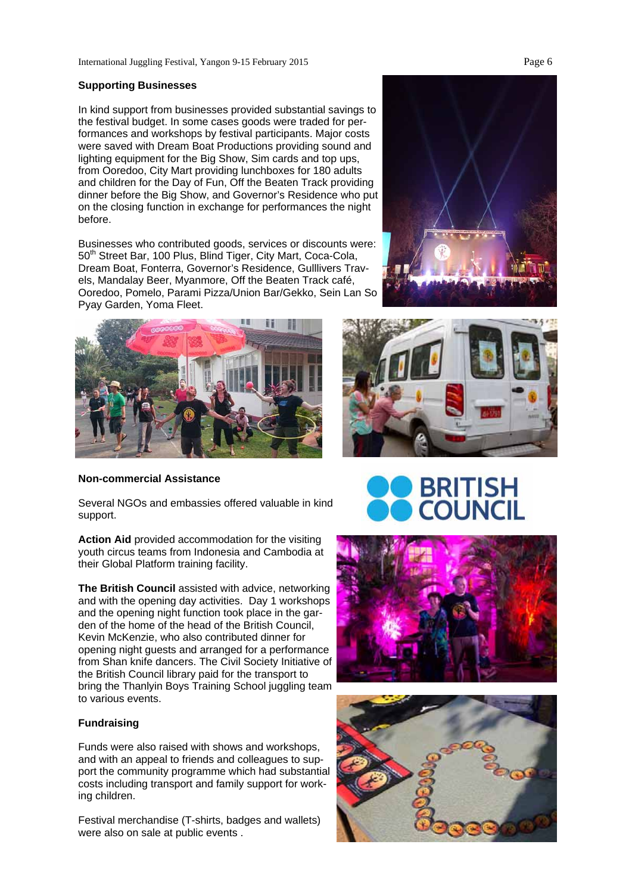## Supporting Businesses

In kind support from businesses provided substantial savings to the festival budget. In some cases goods were traded for performances and workshops by festival participants. Major costs were saved with Dream Boat Productions providing sound and lighting equipment for the Big Show, Sim cards and top ups, from Ooredoo, City Mart providing lunchboxes for 180 adults and children for the Day of Fun, Off the Beaten Track providing dinner before the Big Show, and Governor's Residence who put on the closing function in exchange for performances the night before.

Businesses who contributed goods, services or discounts were: 50th Street Bar, 100 Plus, Blind Tiger, City Mart, Coca-Cola, Dream Boat, Fonterra, Governor's Residence, Gulllivers Travels, Mandalay Beer, Myanmore, Off the Beaten Track café, Ooredoo, Pomelo, Parami Pizza/Union Bar/Gekko, Sein Lan So Pyay Garden, Yoma Fleet.

## Non-commercial Assistance

Several NGOs and embassies offered valuable in kind support.

**Action Aid** provided accommodation for the visiting youth circus teams from Indonesia and Cambodia at their Global Platform training facility.

**The British Council** assisted with advice, networking and with the opening day activities. Day 1 workshops and the opening night function took place in the garden of the home of the head of the British Council, Kevin McKenzie, who also contributed dinner for opening night guests and arranged for a performance from Shan knife dancers. The Civil Society Initiative of the British Council library paid for the transport to bring the Thanlyin Boys Training School juggling team to various events.

## Fundraising

Funds were also raised with shows and workshops, and with an appeal to friends and colleagues to support the community programme which had substantial costs including transport and family support for working children.

Festival merchandise (T-shirts, badges and wallets) were also on sale at public events .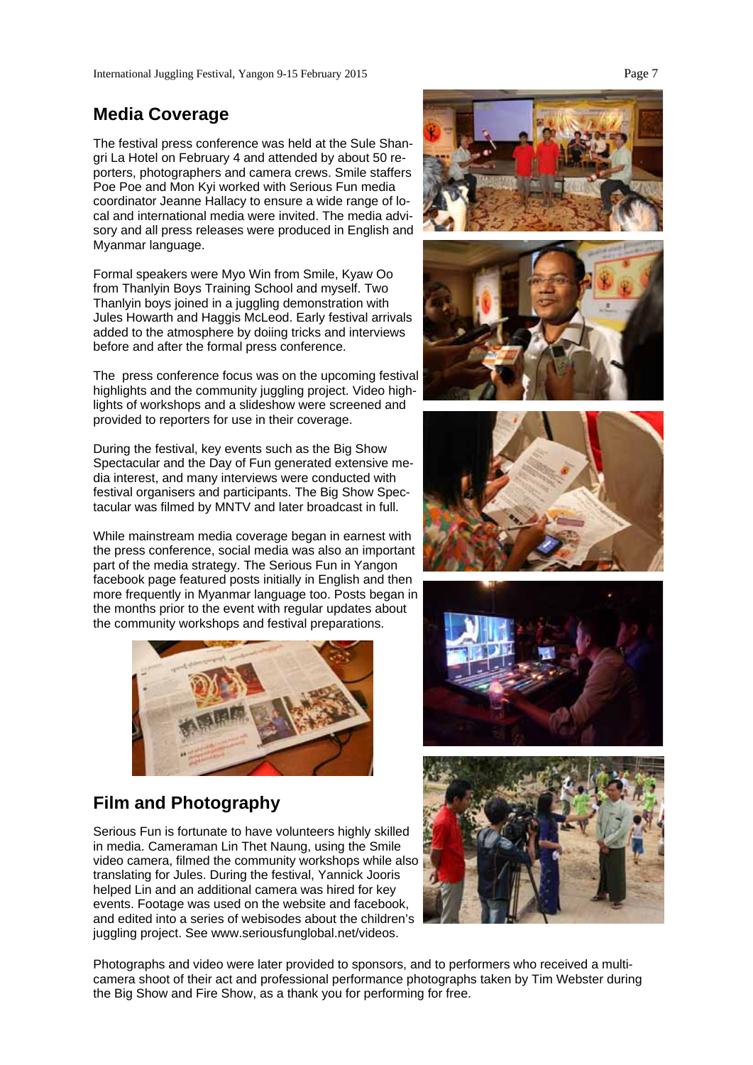## Media Coverage

The festival press conference was held at the Sule Shangri La Hotel on February 4 and attended by about 50 reporters, photographers and camera crews. Smile staffers Poe Poe and Mon Kyi worked with Serious Fun media coordinator Jeanne Hallacy to ensure a wide range of local and international media were invited. The media advisory and all press releases were produced in English and Myanmar language.

Formal speakers were Myo Win from Smile, Kyaw Oo from Thanlyin Boys Training School and myself. Two Thanlyin boys joined in a juggling demonstration with Jules Howarth and Haggis McLeod. Early festival arrivals added to the atmosphere by doiing tricks and interviews before and after the formal press conference.

The press conference focus was on the upcoming festival highlights and the community juggling project. Video highlights of workshops and a slideshow were screened and provided to reporters for use in their coverage.

During the festival, key events such as the Big Show Spectacular and the Day of Fun generated extensive media interest, and many interviews were conducted with festival organisers and participants. The Big Show Spectacular was filmed by MNTV and later broadcast in full.

While mainstream media coverage began in earnest with the press conference, social media was also an important part of the media strategy. The Serious Fun in Yangon facebook page featured posts initially in English and then more frequently in Myanmar language too. Posts began in the months prior to the event with regular updates about the community workshops and festival preparations.

## Film and Photography

Serious Fun is fortunate to have volunteers highly skilled in media. Cameraman Lin Thet Naung, using the Smile video camera, filmed the community workshops while also translating for Jules. During the festival, Yannick Jooris helped Lin and an additional camera was hired for key events. Footage was used on the website and facebook, and edited into a series of webisodes about the children's juggling project. See www.seriousfunglobal.net/videos.

Photographs and video were later provided to sponsors, and to performers who received a multi-camera shoot of their act and professional performance photographs taken by Tim Webster during the Big Show and Fire Show, as a thank you for performing for free.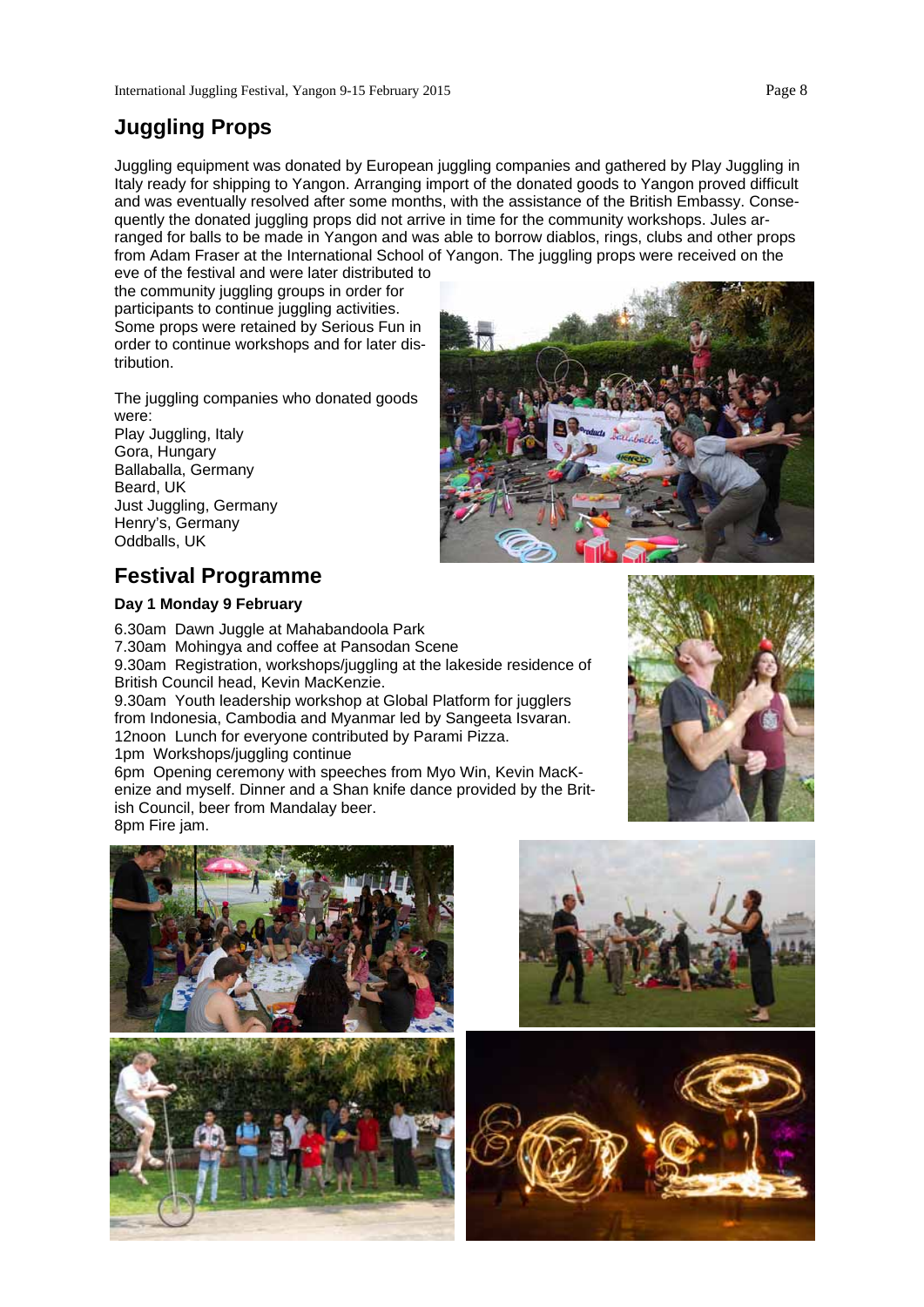## Juggling Props

Juggling equipment was donated by European juggling companies and gathered by Play Juggling in Italy ready for shipping to Yangon. Arranging import of the donated goods to Yangon proved difficult and was eventually resolved after some months, with the assistance of the British Embassy. Consequently the donated juggling props did not arrive in time for the community workshops. Jules arranged for balls to be made in Yangon and was able to borrow diablos, rings, clubs and other props from Adam Fraser at the International School of Yangon. The juggling props were received on the eve of the festival and were later distributed to the community juggling groups in order for participants to continue juggling activities. Some props were retained by Serious Fun in order to continue workshops and for later distribution.

The juggling companies who donated goods were:
Play Juggling, Italy
Gora, Hungary
Ballaballa, Germany
Beard, UK
Just Juggling, Germany
Henry's, Germany
Oddballs, UK

## Festival Programme

**Day 1 Monday 9 February**

6.30am Dawn Juggle at Mahabandoola Park
7.30am Mohingya and coffee at Pansodan Scene
9.30am Registration, workshops/juggling at the lakeside residence of British Council head, Kevin MacKenzie.
9.30am Youth leadership workshop at Global Platform for jugglers from Indonesia, Cambodia and Myanmar led by Sangeeta Isvaran.
12noon Lunch for everyone contributed by Parami Pizza.
1pm Workshops/juggling continue
6pm Opening ceremony with speeches from Myo Win, Kevin MacKenize and myself. Dinner and a Shan knife dance provided by the British Council, beer from Mandalay beer.
8pm Fire jam.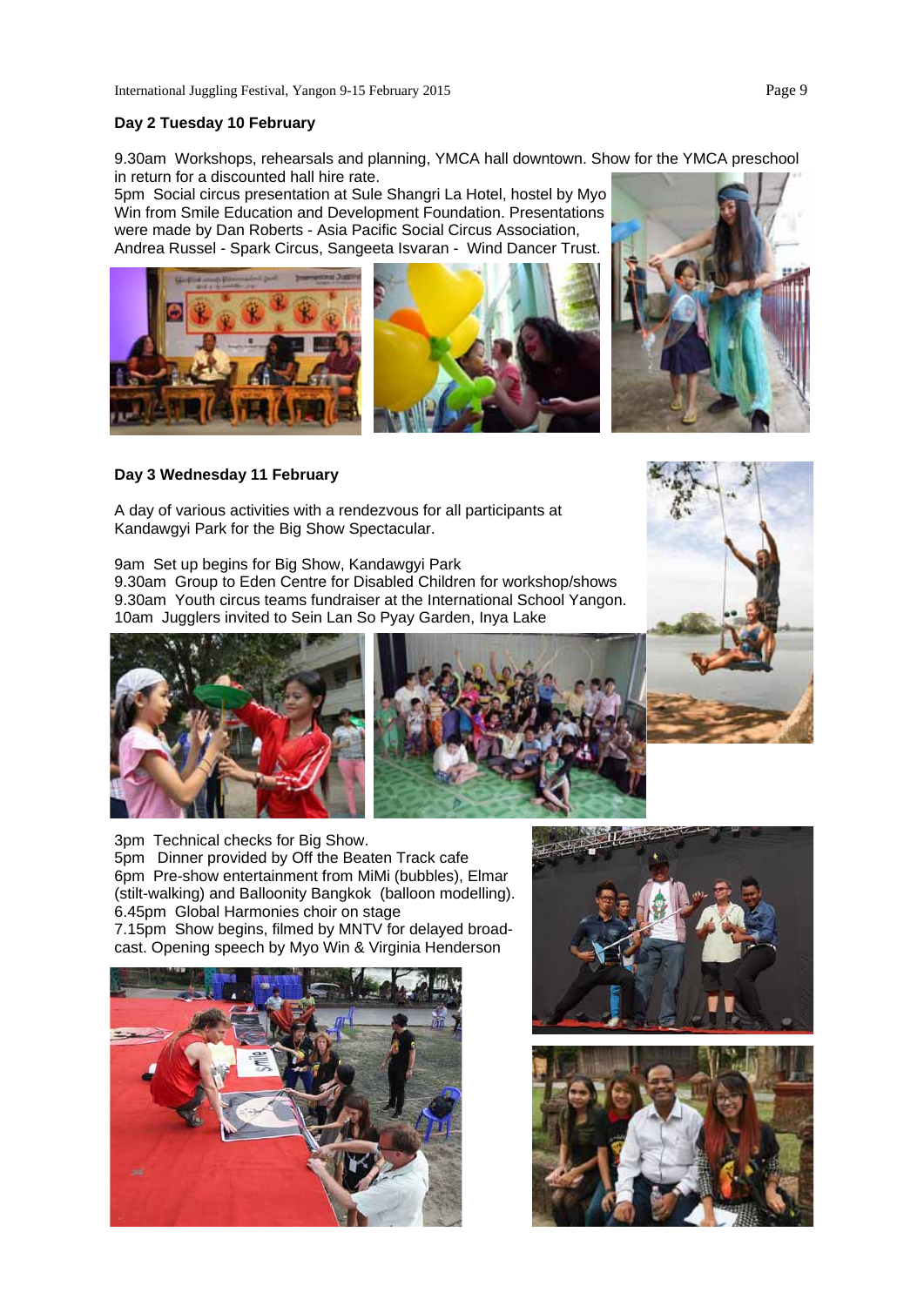### Day 2 Tuesday 10 February

9.30am Workshops, rehearsals and planning, YMCA hall downtown. Show for the YMCA preschool in return for a discounted hall hire rate.

5pm Social circus presentation at Sule Shangri La Hotel, hostel by Myo Win from Smile Education and Development Foundation. Presentations were made by Dan Roberts - Asia Pacific Social Circus Association, Andrea Russel - Spark Circus, Sangeeta Isvaran - Wind Dancer Trust.

### Day 3 Wednesday 11 February

A day of various activities with a rendezvous for all participants at Kandawgyi Park for the Big Show Spectacular.

9am Set up begins for Big Show, Kandawgyi Park
9.30am Group to Eden Centre for Disabled Children for workshop/shows
9.30am Youth circus teams fundraiser at the International School Yangon.
10am Jugglers invited to Sein Lan So Pyay Garden, Inya Lake

3pm Technical checks for Big Show.
5pm Dinner provided by Off the Beaten Track cafe
6pm Pre-show entertainment from MiMi (bubbles), Elmar (stilt-walking) and Balloonity Bangkok (balloon modelling).
6.45pm Global Harmonies choir on stage
7.15pm Show begins, filmed by MNTV for delayed broad-cast. Opening speech by Myo Win & Virginia Henderson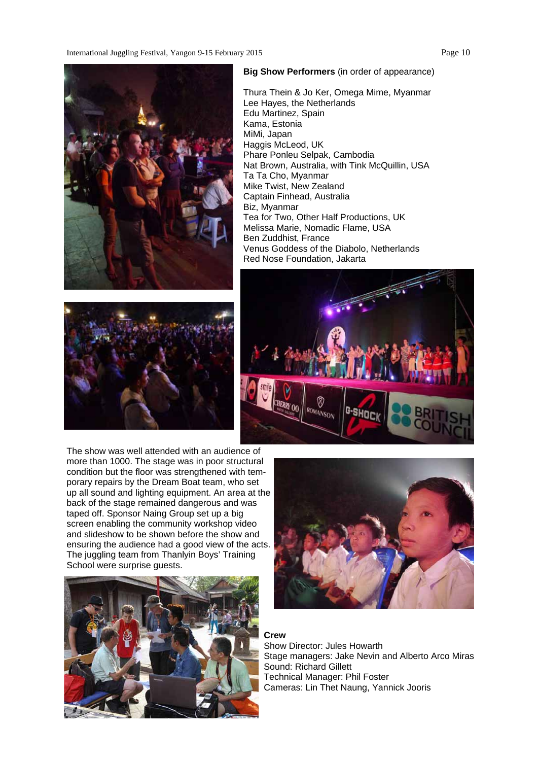**Big Show Performers** (in order of appearance)

Thura Thein & Jo Ker, Omega Mime, Myanmar
Lee Hayes, the Netherlands
Edu Martinez, Spain
Kama, Estonia
MiMi, Japan
Haggis McLeod, UK
Phare Ponleu Selpak, Cambodia
Nat Brown, Australia, with Tink McQuillin, USA
Ta Ta Cho, Myanmar
Mike Twist, New Zealand
Captain Finhead, Australia
Biz, Myanmar
Tea for Two, Other Half Productions, UK
Melissa Marie, Nomadic Flame, USA
Ben Zuddhist, France
Venus Goddess of the Diabolo, Netherlands
Red Nose Foundation, Jakarta

The show was well attended with an audience of more than 1000. The stage was in poor structural condition but the floor was strengthened with temporary repairs by the Dream Boat team, who set up all sound and lighting equipment. An area at the back of the stage remained dangerous and was taped off. Sponsor Naing Group set up a big screen enabling the community workshop video and slideshow to be shown before the show and ensuring the audience had a good view of the acts. The juggling team from Thanlyin Boys' Training School were surprise guests.

**Crew**

Show Director: Jules Howarth
Stage managers: Jake Nevin and Alberto Arco Miras
Sound: Richard Gillett
Technical Manager: Phil Foster
Cameras: Lin Thet Naung, Yannick Jooris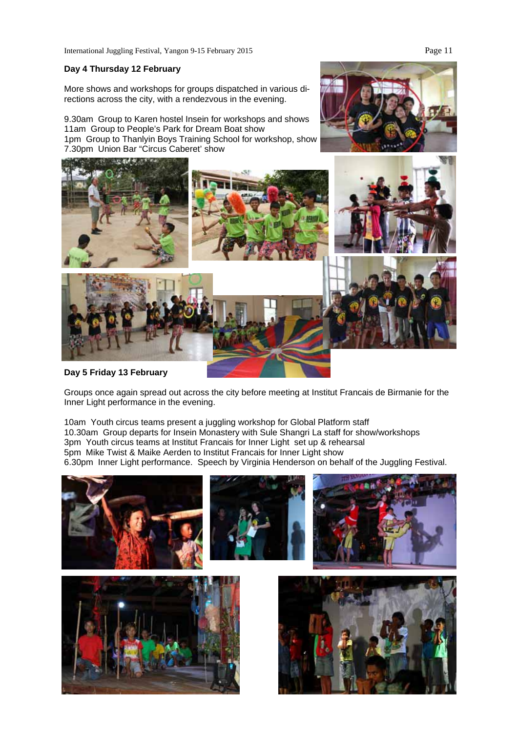## Day 4 Thursday 12 February

More shows and workshops for groups dispatched in various directions across the city, with a rendezvous in the evening.

9.30am Group to Karen hostel Insein for workshops and shows
11am Group to People's Park for Dream Boat show
1pm Group to Thanlyin Boys Training School for workshop, show
7.30pm Union Bar "Circus Caberet' show

## Day 5 Friday 13 February

Groups once again spread out across the city before meeting at Institut Francais de Birmanie for the Inner Light performance in the evening.

10am Youth circus teams present a juggling workshop for Global Platform staff
10.30am Group departs for Insein Monastery with Sule Shangri La staff for show/workshops
3pm Youth circus teams at Institut Francais for Inner Light set up & rehearsal
5pm Mike Twist & Maike Aerden to Institut Francais for Inner Light show
6.30pm Inner Light performance. Speech by Virginia Henderson on behalf of the Juggling Festival.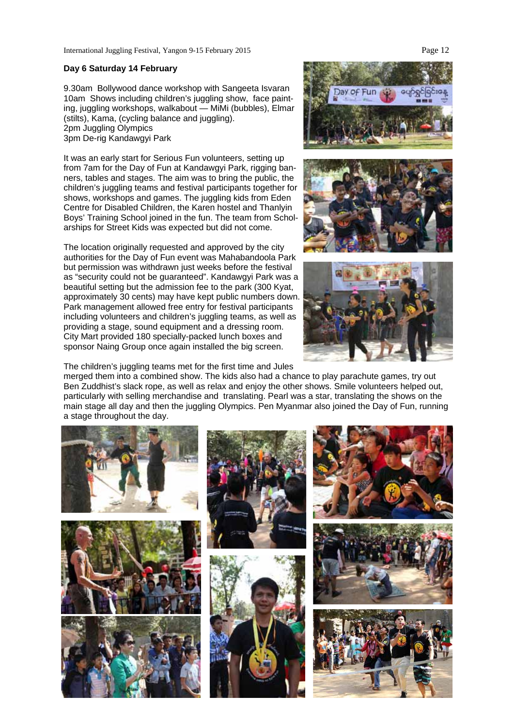### Day 6 Saturday 14 February

9.30am Bollywood dance workshop with Sangeeta Isvaran
10am Shows including children's juggling show, face painting, juggling workshops, walkabout — MiMi (bubbles), Elmar (stilts), Kama, (cycling balance and juggling).
2pm Juggling Olympics
3pm De-rig Kandawgyi Park

It was an early start for Serious Fun volunteers, setting up from 7am for the Day of Fun at Kandawgyi Park, rigging banners, tables and stages. The aim was to bring the public, the children's juggling teams and festival participants together for shows, workshops and games. The juggling kids from Eden Centre for Disabled Children, the Karen hostel and Thanlyin Boys' Training School joined in the fun. The team from Scholarships for Street Kids was expected but did not come.

The location originally requested and approved by the city authorities for the Day of Fun event was Mahabandoola Park but permission was withdrawn just weeks before the festival as "security could not be guaranteed". Kandawgyi Park was a beautiful setting but the admission fee to the park (300 Kyat, approximately 30 cents) may have kept public numbers down. Park management allowed free entry for festival participants including volunteers and children's juggling teams, as well as providing a stage, sound equipment and a dressing room. City Mart provided 180 specially-packed lunch boxes and sponsor Naing Group once again installed the big screen.

The children's juggling teams met for the first time and Jules merged them into a combined show. The kids also had a chance to play parachute games, try out Ben Zuddhist's slack rope, as well as relax and enjoy the other shows. Smile volunteers helped out, particularly with selling merchandise and translating. Pearl was a star, translating the shows on the main stage all day and then the juggling Olympics. Pen Myanmar also joined the Day of Fun, running a stage throughout the day.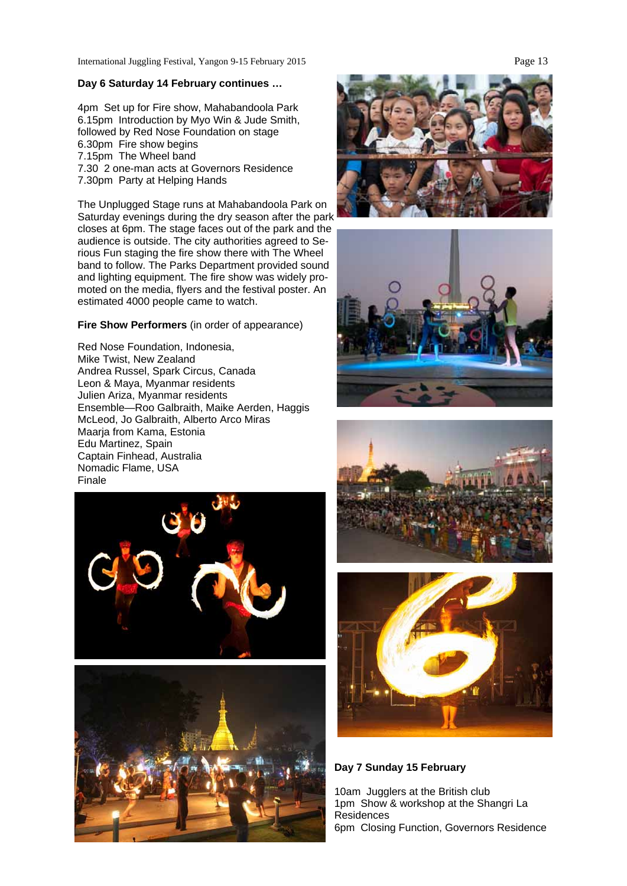**Day 6 Saturday 14 February continues …**

4pm  Set up for Fire show, Mahabandoola Park
6.15pm  Introduction by Myo Win & Jude Smith, followed by Red Nose Foundation on stage
6.30pm  Fire show begins
7.15pm  The Wheel band
7.30  2 one-man acts at Governors Residence
7.30pm  Party at Helping Hands

The Unplugged Stage runs at Mahabandoola Park on Saturday evenings during the dry season after the park closes at 6pm. The stage faces out of the park and the audience is outside. The city authorities agreed to Serious Fun staging the fire show there with The Wheel band to follow. The Parks Department provided sound and lighting equipment. The fire show was widely promoted on the media, flyers and the festival poster. An estimated 4000 people came to watch.

**Fire Show Performers** (in order of appearance)

Red Nose Foundation, Indonesia,
Mike Twist, New Zealand
Andrea Russel, Spark Circus, Canada
Leon & Maya, Myanmar residents
Julien Ariza, Myanmar residents
Ensemble—Roo Galbraith, Maike Aerden, Haggis McLeod, Jo Galbraith, Alberto Arco Miras
Maarja from Kama, Estonia
Edu Martinez, Spain
Captain Finhead, Australia
Nomadic Flame, USA
Finale

**Day 7 Sunday 15 February**

10am  Jugglers at the British club
1pm  Show & workshop at the Shangri La Residences
6pm  Closing Function, Governors Residence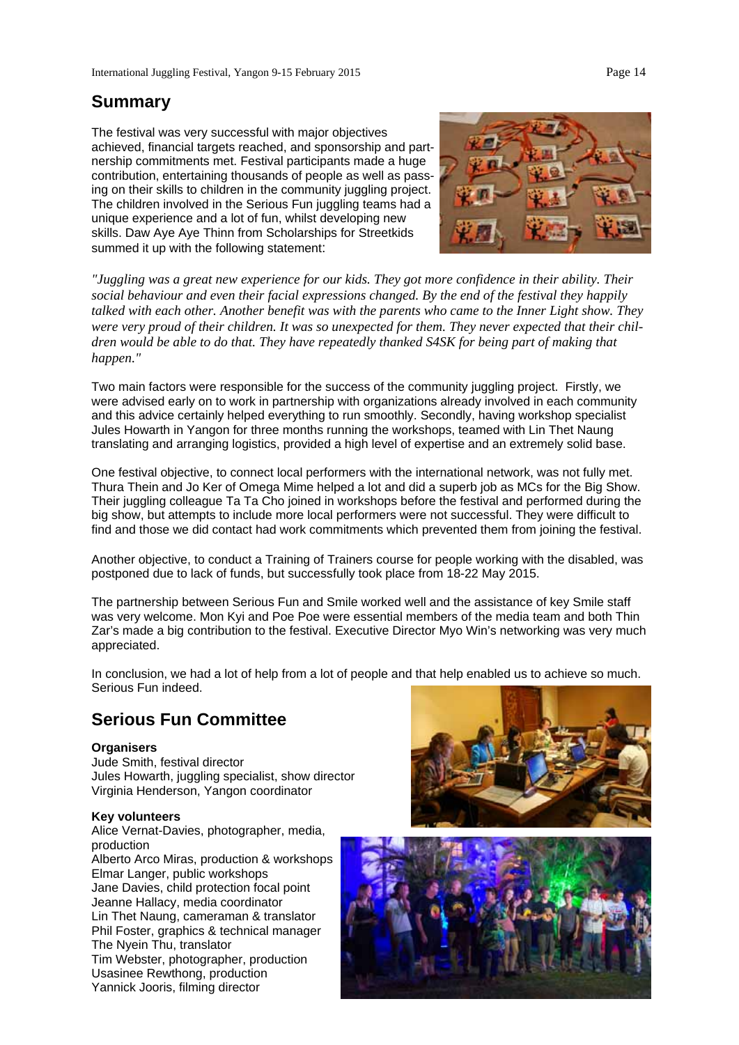## Summary

The festival was very successful with major objectives achieved, financial targets reached, and sponsorship and partnership commitments met. Festival participants made a huge contribution, entertaining thousands of people as well as passing on their skills to children in the community juggling project. The children involved in the Serious Fun juggling teams had a unique experience and a lot of fun, whilst developing new skills. Daw Aye Aye Thinn from Scholarships for Streetkids summed it up with the following statement:

*"Juggling was a great new experience for our kids. They got more confidence in their ability. Their social behaviour and even their facial expressions changed. By the end of the festival they happily talked with each other. Another benefit was with the parents who came to the Inner Light show. They were very proud of their children. It was so unexpected for them. They never expected that their children would be able to do that. They have repeatedly thanked S4SK for being part of making that happen."*

Two main factors were responsible for the success of the community juggling project. Firstly, we were advised early on to work in partnership with organizations already involved in each community and this advice certainly helped everything to run smoothly. Secondly, having workshop specialist Jules Howarth in Yangon for three months running the workshops, teamed with Lin Thet Naung translating and arranging logistics, provided a high level of expertise and an extremely solid base.

One festival objective, to connect local performers with the international network, was not fully met. Thura Thein and Jo Ker of Omega Mime helped a lot and did a superb job as MCs for the Big Show. Their juggling colleague Ta Ta Cho joined in workshops before the festival and performed during the big show, but attempts to include more local performers were not successful. They were difficult to find and those we did contact had work commitments which prevented them from joining the festival.

Another objective, to conduct a Training of Trainers course for people working with the disabled, was postponed due to lack of funds, but successfully took place from 18-22 May 2015.

The partnership between Serious Fun and Smile worked well and the assistance of key Smile staff was very welcome. Mon Kyi and Poe Poe were essential members of the media team and both Thin Zar's made a big contribution to the festival. Executive Director Myo Win's networking was very much appreciated.

In conclusion, we had a lot of help from a lot of people and that help enabled us to achieve so much. Serious Fun indeed.

## Serious Fun Committee

**Organisers**

Jude Smith, festival director
Jules Howarth, juggling specialist, show director
Virginia Henderson, Yangon coordinator

**Key volunteers**

Alice Vernat-Davies, photographer, media, production
Alberto Arco Miras, production & workshops
Elmar Langer, public workshops
Jane Davies, child protection focal point
Jeanne Hallacy, media coordinator
Lin Thet Naung, cameraman & translator
Phil Foster, graphics & technical manager
The Nyein Thu, translator
Tim Webster, photographer, production
Usasinee Rewthong, production
Yannick Jooris, filming director